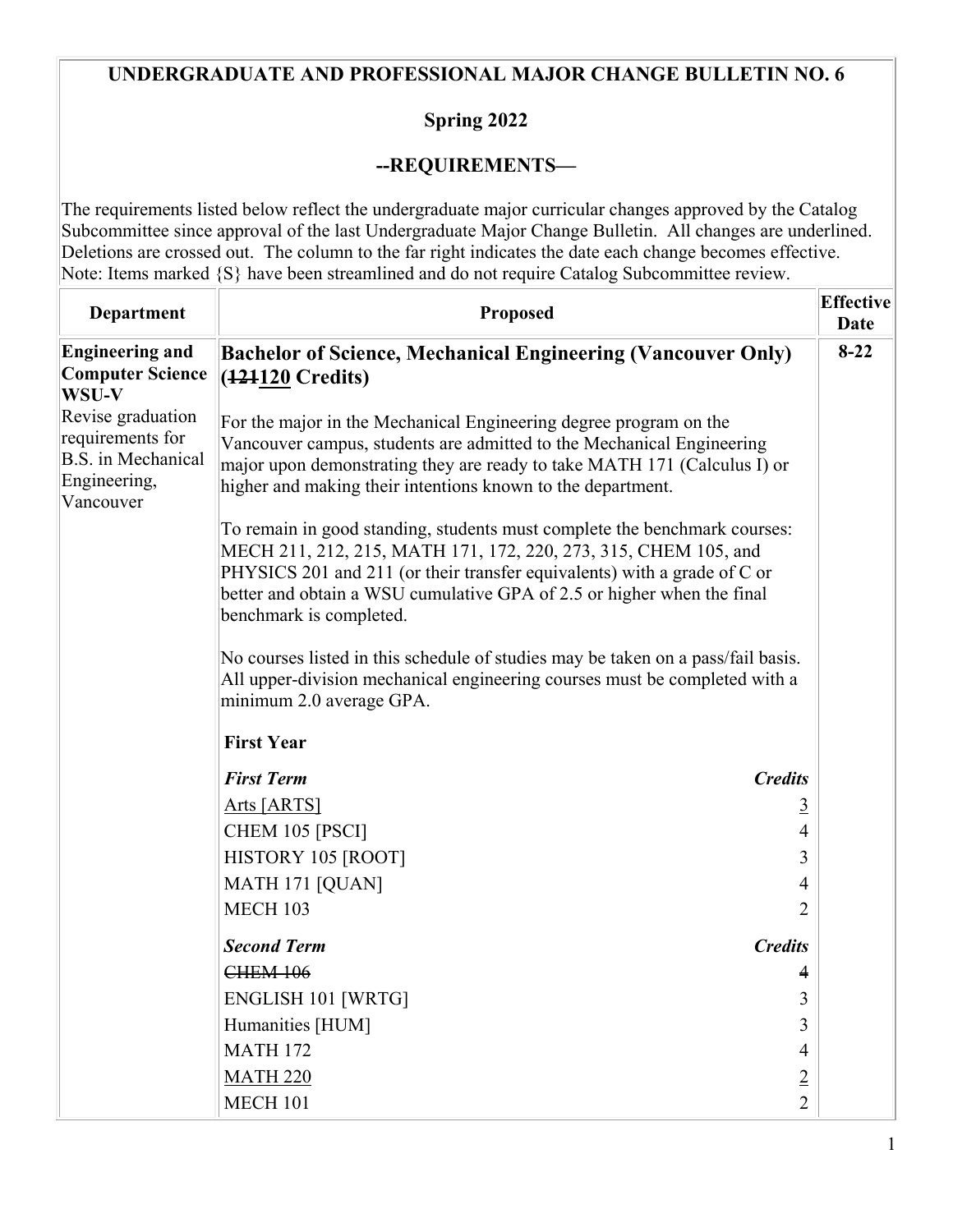# UNDERGRADUATE AND PROFESSIONAL MAJOR CHANGE BULLETIN NO. 6

## Spring 2022

## --REQUIREMENTS—

The requirements listed below reflect the undergraduate major curricular changes approved by the Catalog Subcommittee since approval of the last Undergraduate Major Change Bulletin. All changes are underlined. Deletions are crossed out. The column to the far right indicates the date each change becomes effective. Note: Items marked {S} have been streamlined and do not require Catalog Subcommittee review.

| Department | Proposed | Effective Date |
|---|---|---|
| **Engineering and Computer Science WSU-V** Revise graduation requirements for B.S. in Mechanical Engineering, Vancouver | **Bachelor of Science, Mechanical Engineering (Vancouver Only) (~~121~~<u>120</u> Credits)** | 8-22 |

For the major in the Mechanical Engineering degree program on the Vancouver campus, students are admitted to the Mechanical Engineering major upon demonstrating they are ready to take MATH 171 (Calculus I) or higher and making their intentions known to the department.

To remain in good standing, students must complete the benchmark courses: MECH 211, 212, 215, MATH 171, 172, 220, 273, 315, CHEM 105, and PHYSICS 201 and 211 (or their transfer equivalents) with a grade of C or better and obtain a WSU cumulative GPA of 2.5 or higher when the final benchmark is completed.

No courses listed in this schedule of studies may be taken on a pass/fail basis. All upper-division mechanical engineering courses must be completed with a minimum 2.0 average GPA.

**First Year**

| ***First Term*** | ***Credits*** |
|---|---|
| <u>Arts [ARTS]</u> | <u>3</u> |
| CHEM 105 [PSCI] | 4 |
| HISTORY 105 [ROOT] | 3 |
| MATH 171 [QUAN] | 4 |
| MECH 103 | 2 |

| ***Second Term*** | ***Credits*** |
|---|---|
| ~~CHEM 106~~ | ~~4~~ |
| ENGLISH 101 [WRTG] | 3 |
| Humanities [HUM] | 3 |
| MATH 172 | 4 |
| <u>MATH 220</u> | <u>2</u> |
| MECH 101 | 2 |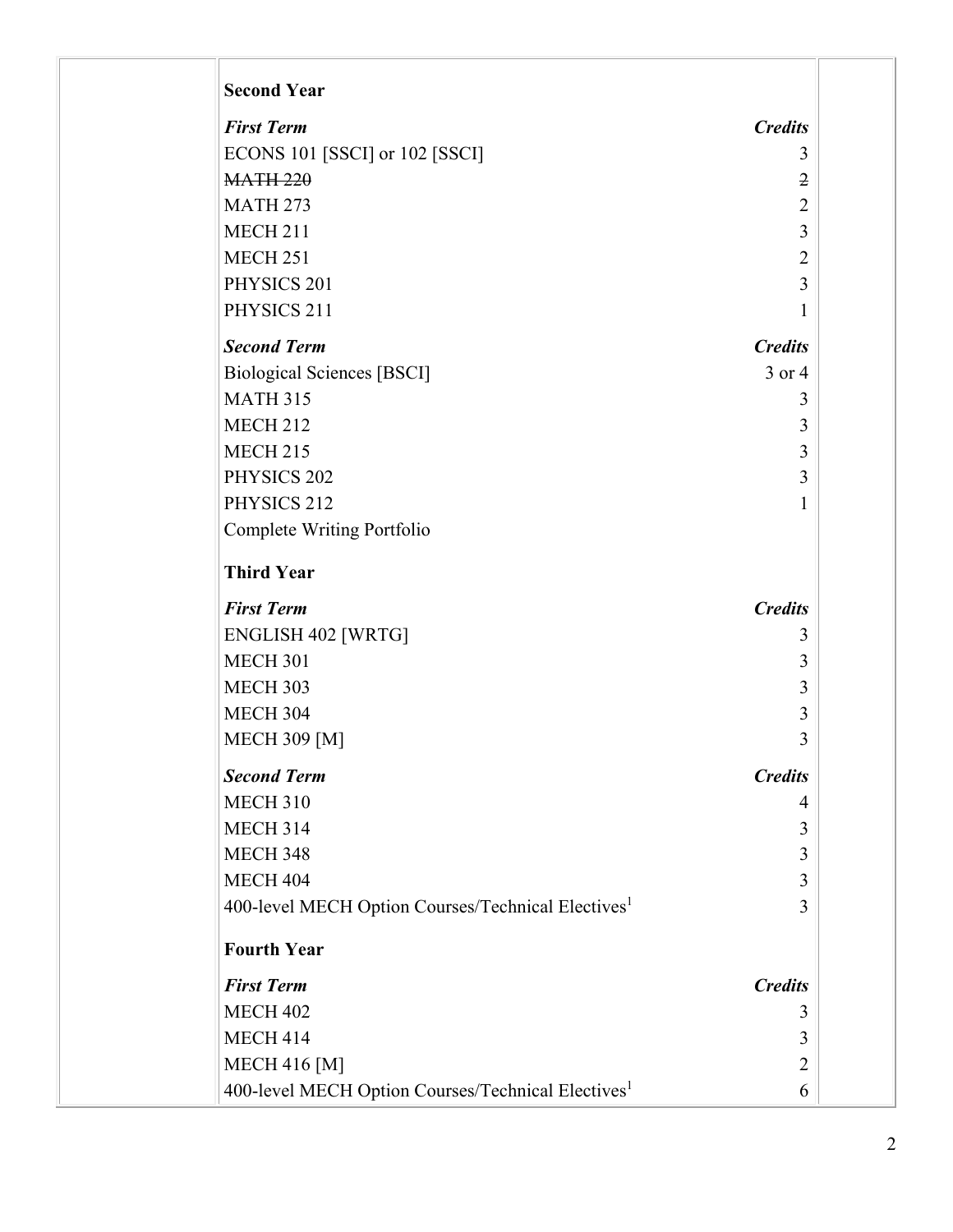**Second Year**

| *First Term* | *Credits* |
|---|---|
| ECONS 101 [SSCI] or 102 [SSCI] | 3 |
| ~~MATH 220~~ | ~~2~~ |
| MATH 273 | 2 |
| MECH 211 | 3 |
| MECH 251 | 2 |
| PHYSICS 201 | 3 |
| PHYSICS 211 | 1 |

| *Second Term* | *Credits* |
|---|---|
| Biological Sciences [BSCI] | 3 or 4 |
| MATH 315 | 3 |
| MECH 212 | 3 |
| MECH 215 | 3 |
| PHYSICS 202 | 3 |
| PHYSICS 212 | 1 |
| Complete Writing Portfolio | |

**Third Year**

| *First Term* | *Credits* |
|---|---|
| ENGLISH 402 [WRTG] | 3 |
| MECH 301 | 3 |
| MECH 303 | 3 |
| MECH 304 | 3 |
| MECH 309 [M] | 3 |

| *Second Term* | *Credits* |
|---|---|
| MECH 310 | 4 |
| MECH 314 | 3 |
| MECH 348 | 3 |
| MECH 404 | 3 |
| 400-level MECH Option Courses/Technical Electives[1] | 3 |

**Fourth Year**

| *First Term* | *Credits* |
|---|---|
| MECH 402 | 3 |
| MECH 414 | 3 |
| MECH 416 [M] | 2 |
| 400-level MECH Option Courses/Technical Electives[1] | 6 |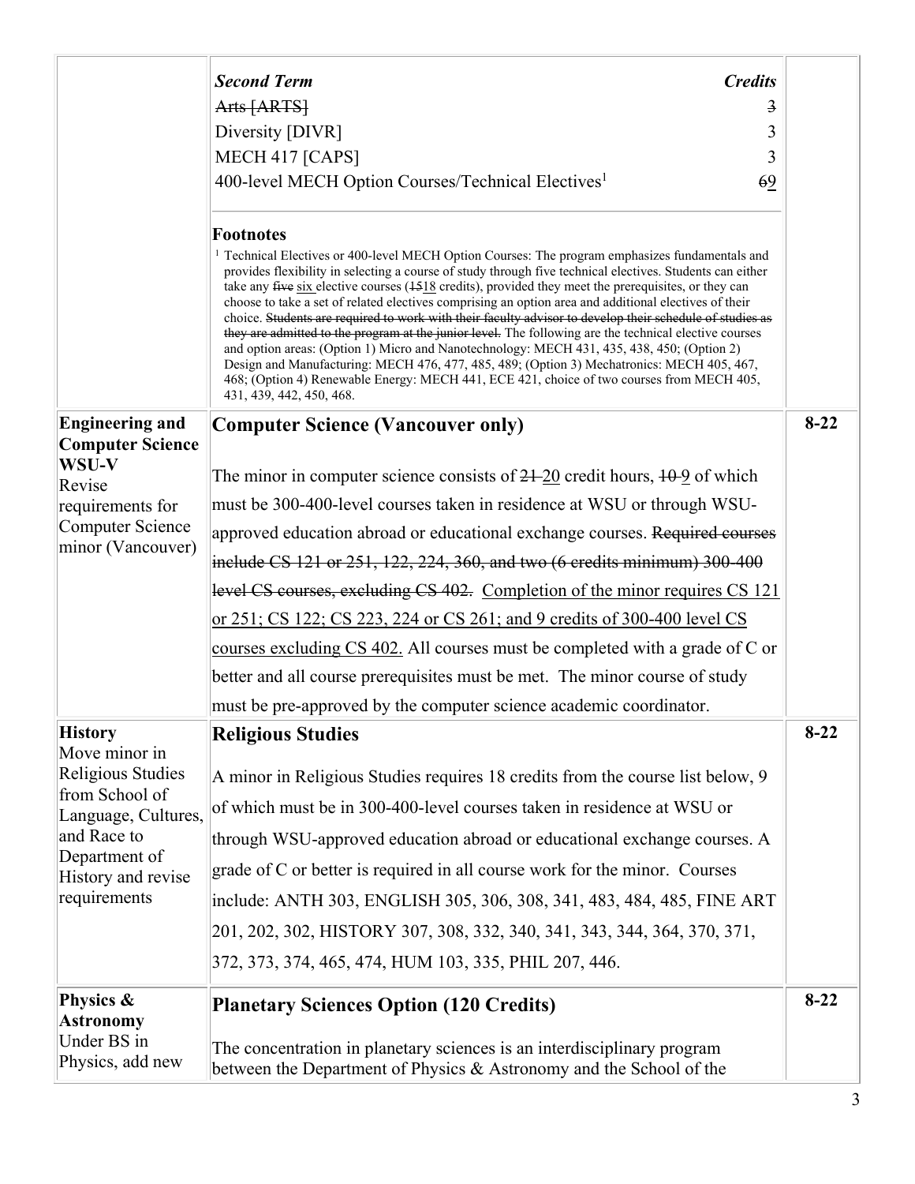| | | |
|---|---|---|
| | ***Second Term*** ***Credits***<br>~~Arts [ARTS]~~ ~~3~~<br>Diversity [DIVR] 3<br>MECH 417 [CAPS] 3<br>400-level MECH Option Courses/Technical Electives[1] ~~6~~<u>9</u><br><br>**Footnotes**<br>[1] Technical Electives or 400-level MECH Option Courses: The program emphasizes fundamentals and provides flexibility in selecting a course of study through five technical electives. Students can either take any ~~five~~ <u>six</u> elective courses (~~15~~<u>18</u> credits), provided they meet the prerequisites, or they can choose to take a set of related electives comprising an option area and additional electives of their choice. ~~Students are required to work with their faculty advisor to develop their schedule of studies as they are admitted to the program at the junior level.~~ The following are the technical elective courses and option areas: (Option 1) Micro and Nanotechnology: MECH 431, 435, 438, 450; (Option 2) Design and Manufacturing: MECH 476, 477, 485, 489; (Option 3) Mechatronics: MECH 405, 467, 468; (Option 4) Renewable Energy: MECH 441, ECE 421, choice of two courses from MECH 405, 431, 439, 442, 450, 468. | |
| **Engineering and Computer Science WSU-V**<br>Revise requirements for Computer Science minor (Vancouver) | **Computer Science (Vancouver only)**<br><br>The minor in computer science consists of ~~21~~ <u>20</u> credit hours, ~~10~~ <u>9</u> of which must be 300-400-level courses taken in residence at WSU or through WSU-approved education abroad or educational exchange courses. ~~Required courses include CS 121 or 251, 122, 224, 360, and two (6 credits minimum) 300-400 level CS courses, excluding CS 402.~~ <u>Completion of the minor requires CS 121 or 251; CS 122; CS 223, 224 or CS 261; and 9 credits of 300-400 level CS courses excluding CS 402.</u> All courses must be completed with a grade of C or better and all course prerequisites must be met. The minor course of study must be pre-approved by the computer science academic coordinator. | **8-22** |
| **History**<br>Move minor in Religious Studies from School of Language, Cultures, and Race to Department of History and revise requirements | **Religious Studies**<br><br>A minor in Religious Studies requires 18 credits from the course list below, 9 of which must be in 300-400-level courses taken in residence at WSU or through WSU-approved education abroad or educational exchange courses. A grade of C or better is required in all course work for the minor. Courses include: ANTH 303, ENGLISH 305, 306, 308, 341, 483, 484, 485, FINE ART 201, 202, 302, HISTORY 307, 308, 332, 340, 341, 343, 344, 364, 370, 371, 372, 373, 374, 465, 474, HUM 103, 335, PHIL 207, 446. | **8-22** |
| **Physics & Astronomy**<br>Under BS in Physics, add new | **Planetary Sciences Option (120 Credits)**<br><br>The concentration in planetary sciences is an interdisciplinary program between the Department of Physics & Astronomy and the School of the | **8-22** |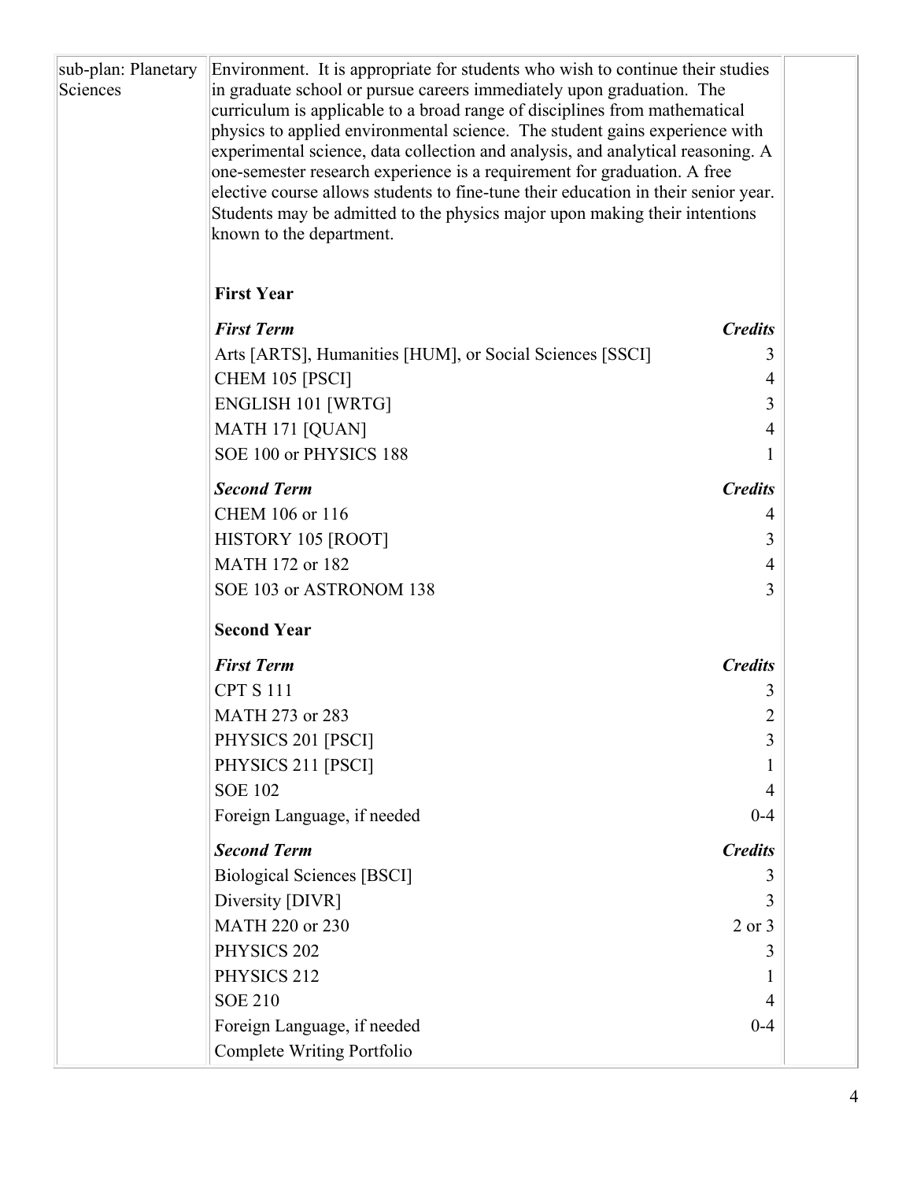| sub-plan: Planetary Sciences | Environment. It is appropriate for students who wish to continue their studies in graduate school or pursue careers immediately upon graduation. The curriculum is applicable to a broad range of disciplines from mathematical physics to applied environmental science. The student gains experience with experimental science, data collection and analysis, and analytical reasoning. A one-semester research experience is a requirement for graduation. A free elective course allows students to fine-tune their education in their senior year. Students may be admitted to the physics major upon making their intentions known to the department. | |
|---|---|---|

**First Year**

| ***First Term*** | ***Credits*** |
|---|---|
| Arts [ARTS], Humanities [HUM], or Social Sciences [SSCI] | 3 |
| CHEM 105 [PSCI] | 4 |
| ENGLISH 101 [WRTG] | 3 |
| MATH 171 [QUAN] | 4 |
| SOE 100 or PHYSICS 188 | 1 |

| ***Second Term*** | ***Credits*** |
|---|---|
| CHEM 106 or 116 | 4 |
| HISTORY 105 [ROOT] | 3 |
| MATH 172 or 182 | 4 |
| SOE 103 or ASTRONOM 138 | 3 |

**Second Year**

| ***First Term*** | ***Credits*** |
|---|---|
| CPT S 111 | 3 |
| MATH 273 or 283 | 2 |
| PHYSICS 201 [PSCI] | 3 |
| PHYSICS 211 [PSCI] | 1 |
| SOE 102 | 4 |
| Foreign Language, if needed | 0-4 |

| ***Second Term*** | ***Credits*** |
|---|---|
| Biological Sciences [BSCI] | 3 |
| Diversity [DIVR] | 3 |
| MATH 220 or 230 | 2 or 3 |
| PHYSICS 202 | 3 |
| PHYSICS 212 | 1 |
| SOE 210 | 4 |
| Foreign Language, if needed | 0-4 |
| Complete Writing Portfolio | |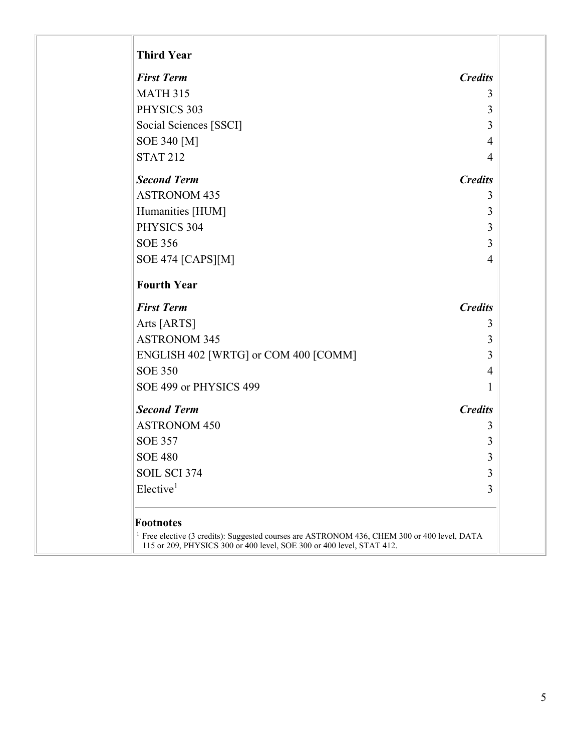### Third Year

| *First Term* | *Credits* |
| --- | --- |
| MATH 315 | 3 |
| PHYSICS 303 | 3 |
| Social Sciences [SSCI] | 3 |
| SOE 340 [M] | 4 |
| STAT 212 | 4 |

| *Second Term* | *Credits* |
| --- | --- |
| ASTRONOM 435 | 3 |
| Humanities [HUM] | 3 |
| PHYSICS 304 | 3 |
| SOE 356 | 3 |
| SOE 474 [CAPS][M] | 4 |

### Fourth Year

| *First Term* | *Credits* |
| --- | --- |
| Arts [ARTS] | 3 |
| ASTRONOM 345 | 3 |
| ENGLISH 402 [WRTG] or COM 400 [COMM] | 3 |
| SOE 350 | 4 |
| SOE 499 or PHYSICS 499 | 1 |

| *Second Term* | *Credits* |
| --- | --- |
| ASTRONOM 450 | 3 |
| SOE 357 | 3 |
| SOE 480 | 3 |
| SOIL SCI 374 | 3 |
| Elective[1] | 3 |

#### Footnotes

[1] Free elective (3 credits): Suggested courses are ASTRONOM 436, CHEM 300 or 400 level, DATA 115 or 209, PHYSICS 300 or 400 level, SOE 300 or 400 level, STAT 412.